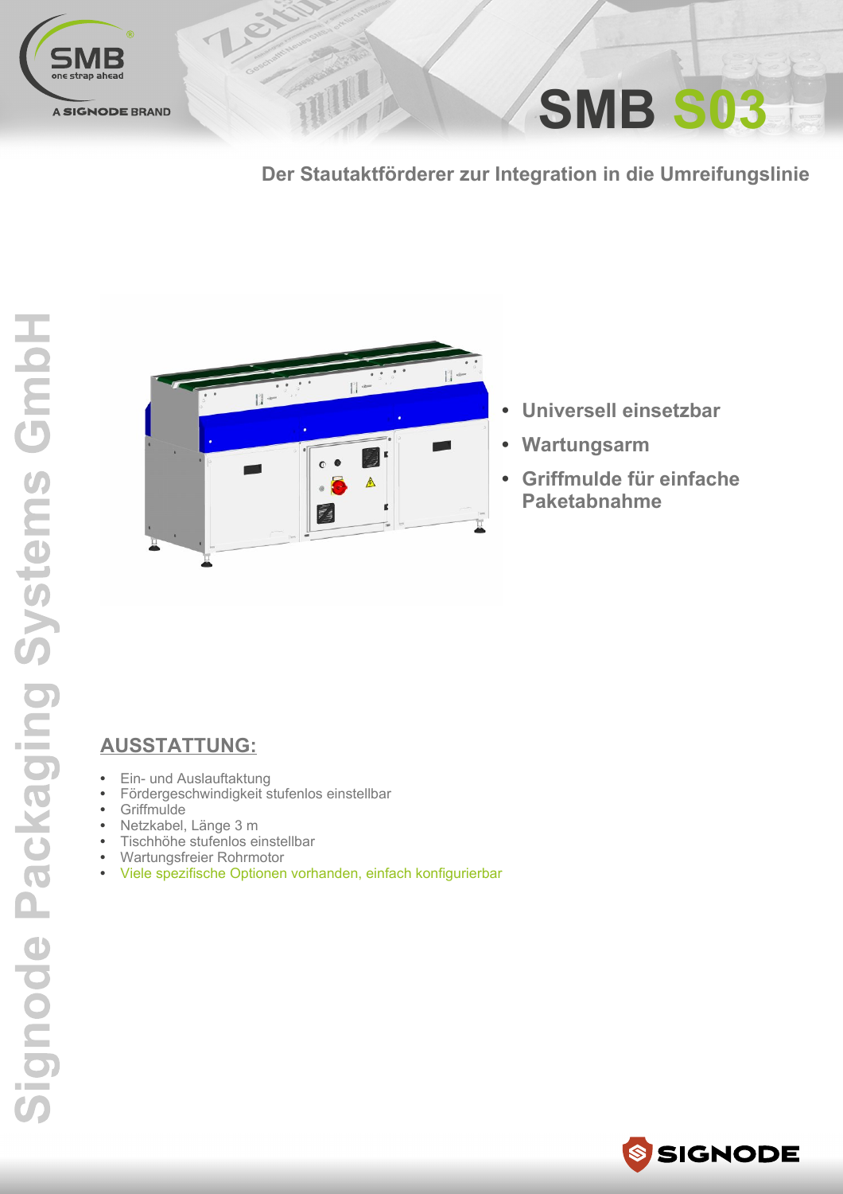# SMB S03

## Der Stautaktförderer zur Integration in die Umreifungslinie

- **Universell einsetzbar**
- **Wartungsarm**
- **Griffmulde für einfache Paketabnahme**

## AUSSTATTUNG:

- Ein- und Auslauftaktung
- Fördergeschwindigkeit stufenlos einstellbar
- Griffmulde
- Netzkabel, Länge 3 m
- Tischhöhe stufenlos einstellbar
- Wartungsfreier Rohrmotor
- Viele spezifische Optionen vorhanden, einfach konfigurierbar

Signode Packaging Systems GmbH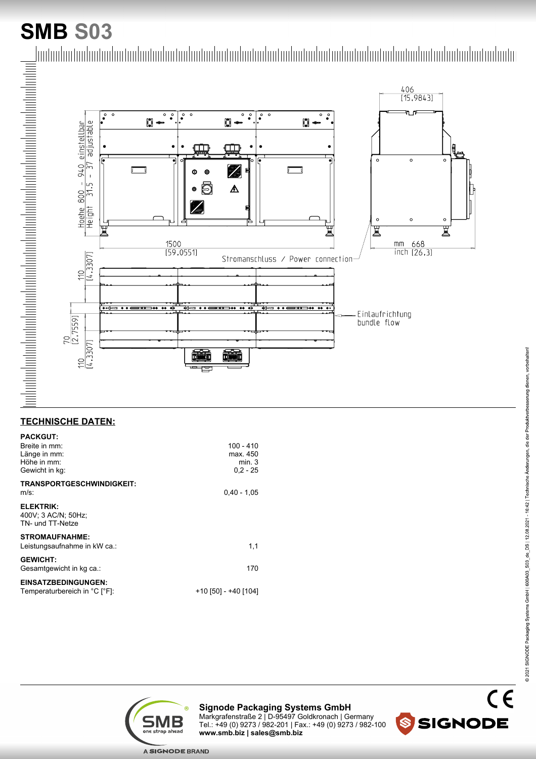# SMB S03

Hoehe 800 - 940 einstellbar
Height 31.5 - 37 adjustable

406
[15,9843]

1500
[59,0551]

Stromanschluss / Power connection

mm 668
inch [26,3]

110
[4,3307]

70
[2,7559]

110
[4,3307]

Einlaufrichtung
bundle flow

## TECHNISCHE DATEN:

| | |
|---|---|
| **PACKGUT:** | |
| Breite in mm: | 100 - 410 |
| Länge in mm: | max. 450 |
| Höhe in mm: | min. 3 |
| Gewicht in kg: | 0,2 - 25 |
| **TRANSPORTGESCHWINDIGKEIT:** | |
| m/s: | 0,40 - 1,05 |
| **ELEKTRIK:** | |
| 400V; 3 AC/N; 50Hz; TN- und TT-Netze | |
| **STROMAUFNAHME:** | |
| Leistungsaufnahme in kW ca.: | 1,1 |
| **GEWICHT:** | |
| Gesamtgewicht in kg ca.: | 170 |
| **EINSATZBEDINGUNGEN:** | |
| Temperaturbereich in °C [°F]: | +10 [50] - +40 [104] |

© 2021 SIGNODE Packaging Systems GmbH | 600A03_S03_de_DS | 12.08.2021 - 16:42 | Technische Änderungen, die der Produktverbesserung dienen, vorbehalten!

**Signode Packaging Systems GmbH**
Markgrafenstraße 2 | D-95497 Goldkronach | Germany
Tel.: +49 (0) 9273 / 982-201 | Fax.: +49 (0) 9273 / 982-100
**www.smb.biz | sales@smb.biz**

SMB one strap ahead

A SIGNODE BRAND

SIGNODE